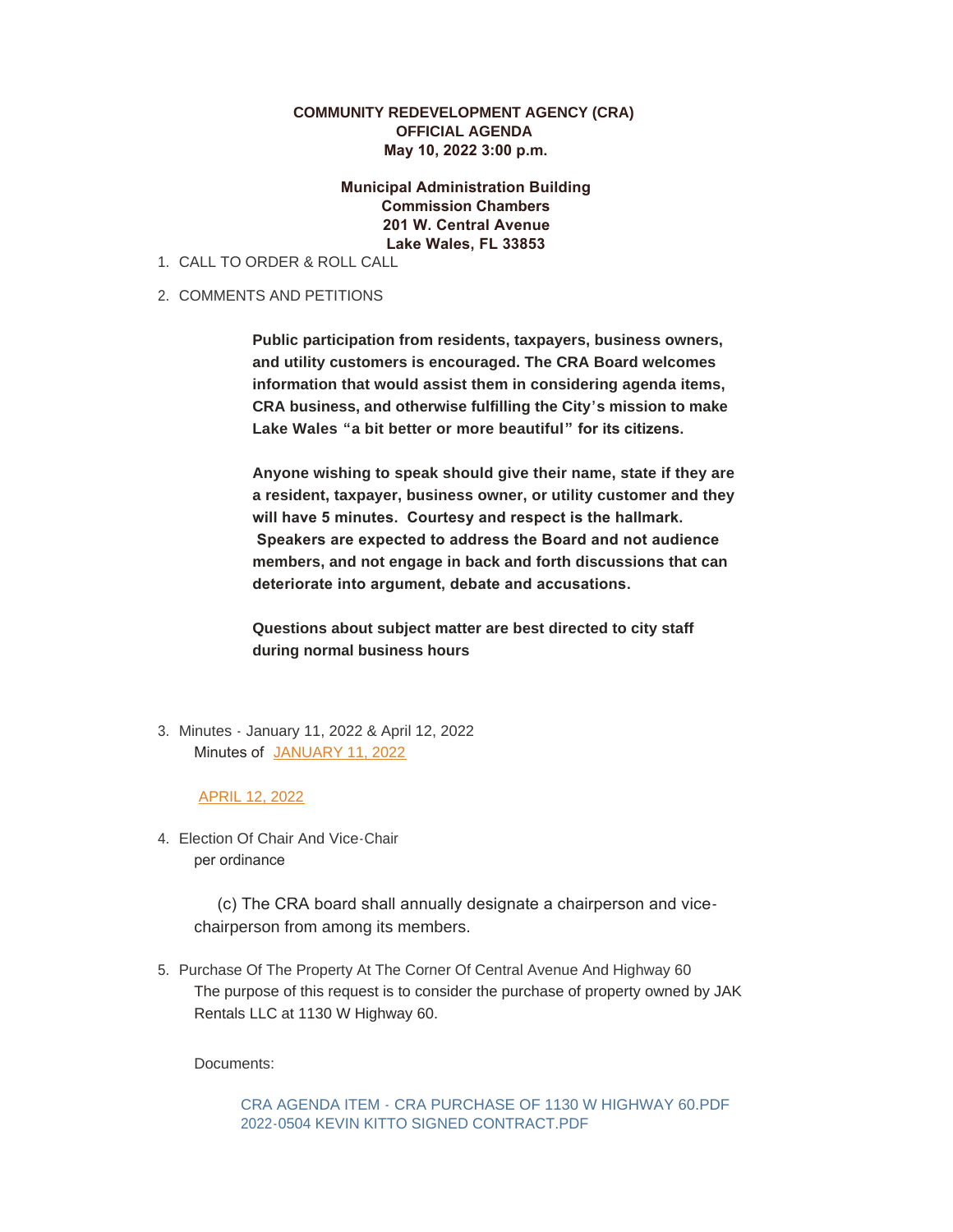**COMMUNITY REDEVELOPMENT AGENCY (CRA)**
**OFFICIAL AGENDA**
**May 10, 2022 3:00 p.m.**

**Municipal Administration Building**
**Commission Chambers**
**201 W. Central Avenue**
**Lake Wales, FL 33853**

1. CALL TO ORDER & ROLL CALL

2. COMMENTS AND PETITIONS

   **Public participation from residents, taxpayers, business owners, and utility customers is encouraged. The CRA Board welcomes information that would assist them in considering agenda items, CRA business, and otherwise fulfilling the City's mission to make Lake Wales "a bit better or more beautiful" for its citizens.**

   **Anyone wishing to speak should give their name, state if they are a resident, taxpayer, business owner, or utility customer and they will have 5 minutes. Courtesy and respect is the hallmark. Speakers are expected to address the Board and not audience members, and not engage in back and forth discussions that can deteriorate into argument, debate and accusations.**

   **Questions about subject matter are best directed to city staff during normal business hours**

3. Minutes - January 11, 2022 & April 12, 2022

   Minutes of JANUARY 11, 2022

   APRIL 12, 2022

4. Election Of Chair And Vice-Chair

   per ordinance

   (c) The CRA board shall annually designate a chairperson and vice-chairperson from among its members.

5. Purchase Of The Property At The Corner Of Central Avenue And Highway 60

   The purpose of this request is to consider the purchase of property owned by JAK Rentals LLC at 1130 W Highway 60.

   Documents:

   CRA AGENDA ITEM - CRA PURCHASE OF 1130 W HIGHWAY 60.PDF
   2022-0504 KEVIN KITTO SIGNED CONTRACT.PDF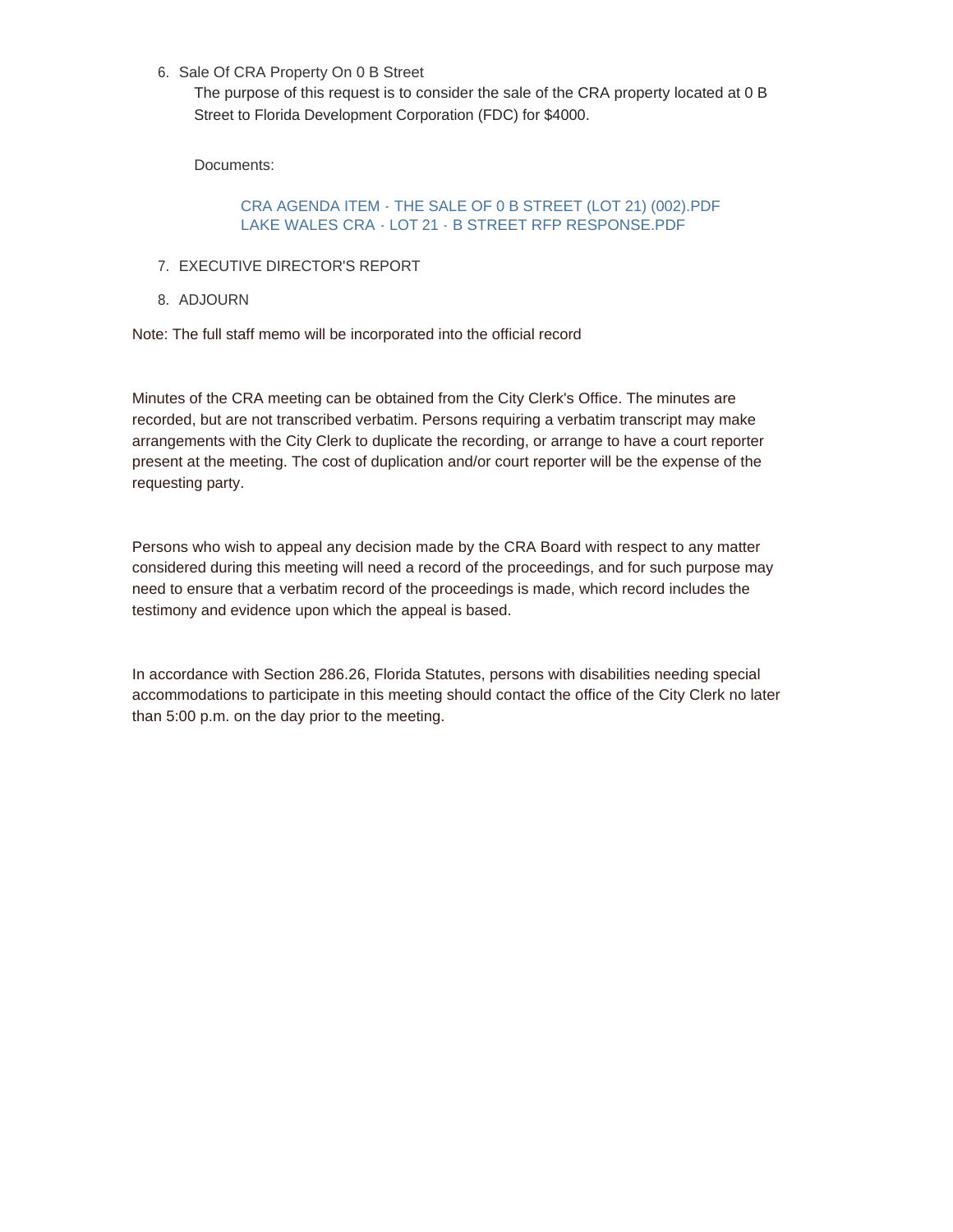6. Sale Of CRA Property On 0 B Street

   The purpose of this request is to consider the sale of the CRA property located at 0 B Street to Florida Development Corporation (FDC) for $4000.

   Documents:

   > CRA AGENDA ITEM - THE SALE OF 0 B STREET (LOT 21) (002).PDF
   > LAKE WALES CRA - LOT 21 - B STREET RFP RESPONSE.PDF

7. EXECUTIVE DIRECTOR'S REPORT

8. ADJOURN

Note: The full staff memo will be incorporated into the official record

Minutes of the CRA meeting can be obtained from the City Clerk's Office. The minutes are recorded, but are not transcribed verbatim. Persons requiring a verbatim transcript may make arrangements with the City Clerk to duplicate the recording, or arrange to have a court reporter present at the meeting. The cost of duplication and/or court reporter will be the expense of the requesting party.

Persons who wish to appeal any decision made by the CRA Board with respect to any matter considered during this meeting will need a record of the proceedings, and for such purpose may need to ensure that a verbatim record of the proceedings is made, which record includes the testimony and evidence upon which the appeal is based.

In accordance with Section 286.26, Florida Statutes, persons with disabilities needing special accommodations to participate in this meeting should contact the office of the City Clerk no later than 5:00 p.m. on the day prior to the meeting.